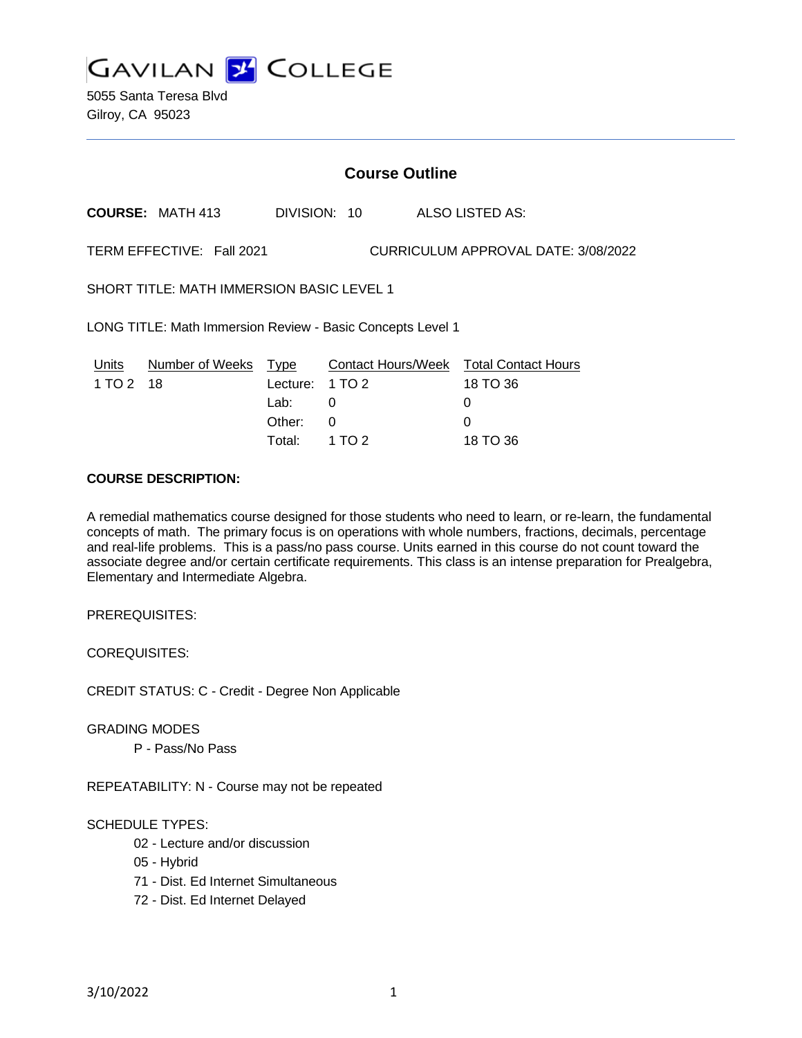# GAVILAN COLLEGE

5055 Santa Teresa Blvd
Gilroy, CA 95023

## Course Outline

**COURSE:** MATH 413 DIVISION: 10 ALSO LISTED AS:

TERM EFFECTIVE: Fall 2021 CURRICULUM APPROVAL DATE: 3/08/2022

SHORT TITLE: MATH IMMERSION BASIC LEVEL 1

LONG TITLE: Math Immersion Review - Basic Concepts Level 1

| Units | Number of Weeks | Type | Contact Hours/Week | Total Contact Hours |
|---|---|---|---|---|
| 1 TO 2 | 18 | Lecture: | 1 TO 2 | 18 TO 36 |
| | | Lab: | 0 | 0 |
| | | Other: | 0 | 0 |
| | | Total: | 1 TO 2 | 18 TO 36 |

**COURSE DESCRIPTION:**

A remedial mathematics course designed for those students who need to learn, or re-learn, the fundamental concepts of math. The primary focus is on operations with whole numbers, fractions, decimals, percentage and real-life problems. This is a pass/no pass course. Units earned in this course do not count toward the associate degree and/or certain certificate requirements. This class is an intense preparation for Prealgebra, Elementary and Intermediate Algebra.

PREREQUISITES:

COREQUISITES:

CREDIT STATUS: C - Credit - Degree Non Applicable

GRADING MODES

- P - Pass/No Pass

REPEATABILITY: N - Course may not be repeated

SCHEDULE TYPES:

- 02 - Lecture and/or discussion
- 05 - Hybrid
- 71 - Dist. Ed Internet Simultaneous
- 72 - Dist. Ed Internet Delayed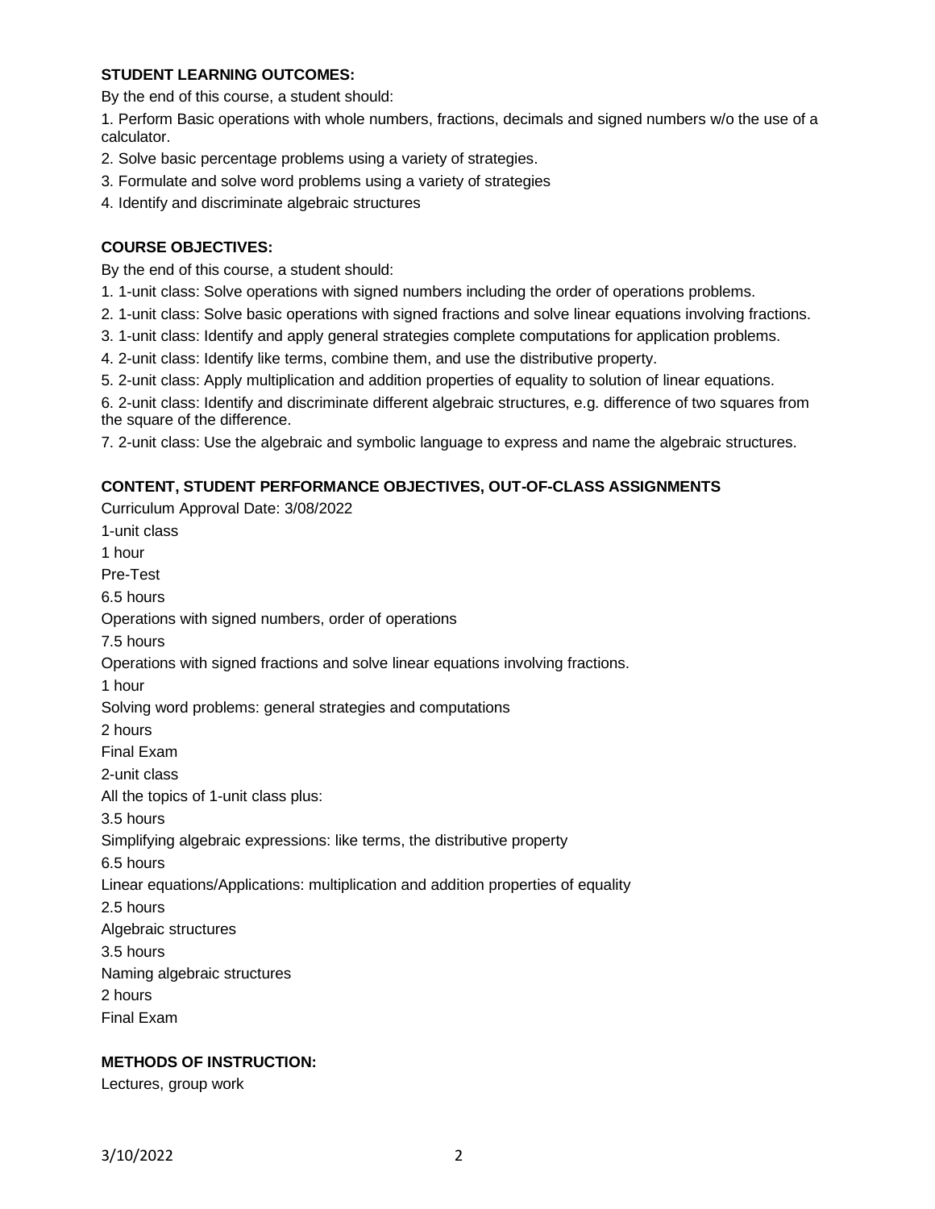### STUDENT LEARNING OUTCOMES:

By the end of this course, a student should:

1. Perform Basic operations with whole numbers, fractions, decimals and signed numbers w/o the use of a calculator.
2. Solve basic percentage problems using a variety of strategies.
3. Formulate and solve word problems using a variety of strategies
4. Identify and discriminate algebraic structures

### COURSE OBJECTIVES:

By the end of this course, a student should:

1. 1-unit class: Solve operations with signed numbers including the order of operations problems.
2. 1-unit class: Solve basic operations with signed fractions and solve linear equations involving fractions.
3. 1-unit class: Identify and apply general strategies complete computations for application problems.
4. 2-unit class: Identify like terms, combine them, and use the distributive property.
5. 2-unit class: Apply multiplication and addition properties of equality to solution of linear equations.
6. 2-unit class: Identify and discriminate different algebraic structures, e.g. difference of two squares from the square of the difference.
7. 2-unit class: Use the algebraic and symbolic language to express and name the algebraic structures.

### CONTENT, STUDENT PERFORMANCE OBJECTIVES, OUT-OF-CLASS ASSIGNMENTS

Curriculum Approval Date: 3/08/2022

1-unit class

1 hour

Pre-Test

6.5 hours

Operations with signed numbers, order of operations

7.5 hours

Operations with signed fractions and solve linear equations involving fractions.

1 hour

Solving word problems: general strategies and computations

2 hours

Final Exam

2-unit class

All the topics of 1-unit class plus:

3.5 hours

Simplifying algebraic expressions: like terms, the distributive property

6.5 hours

Linear equations/Applications: multiplication and addition properties of equality

2.5 hours

Algebraic structures

3.5 hours

Naming algebraic structures

2 hours

Final Exam

### METHODS OF INSTRUCTION:

Lectures, group work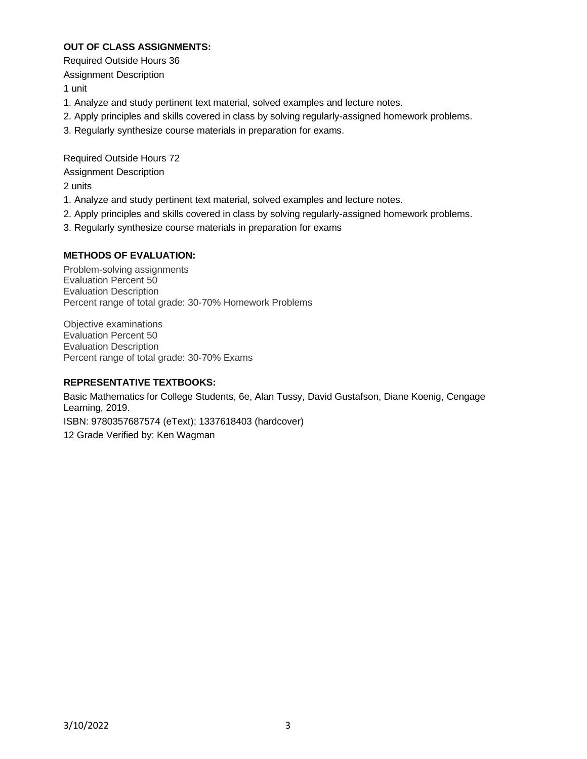## OUT OF CLASS ASSIGNMENTS:

Required Outside Hours 36

Assignment Description

1 unit

1. Analyze and study pertinent text material, solved examples and lecture notes.
2. Apply principles and skills covered in class by solving regularly-assigned homework problems.
3. Regularly synthesize course materials in preparation for exams.

Required Outside Hours 72

Assignment Description

2 units

1. Analyze and study pertinent text material, solved examples and lecture notes.
2. Apply principles and skills covered in class by solving regularly-assigned homework problems.
3. Regularly synthesize course materials in preparation for exams

## METHODS OF EVALUATION:

Problem-solving assignments
Evaluation Percent 50
Evaluation Description
Percent range of total grade: 30-70% Homework Problems

Objective examinations
Evaluation Percent 50
Evaluation Description
Percent range of total grade: 30-70% Exams

## REPRESENTATIVE TEXTBOOKS:

Basic Mathematics for College Students, 6e, Alan Tussy, David Gustafson, Diane Koenig, Cengage Learning, 2019.

ISBN: 9780357687574 (eText); 1337618403 (hardcover)

12 Grade Verified by: Ken Wagman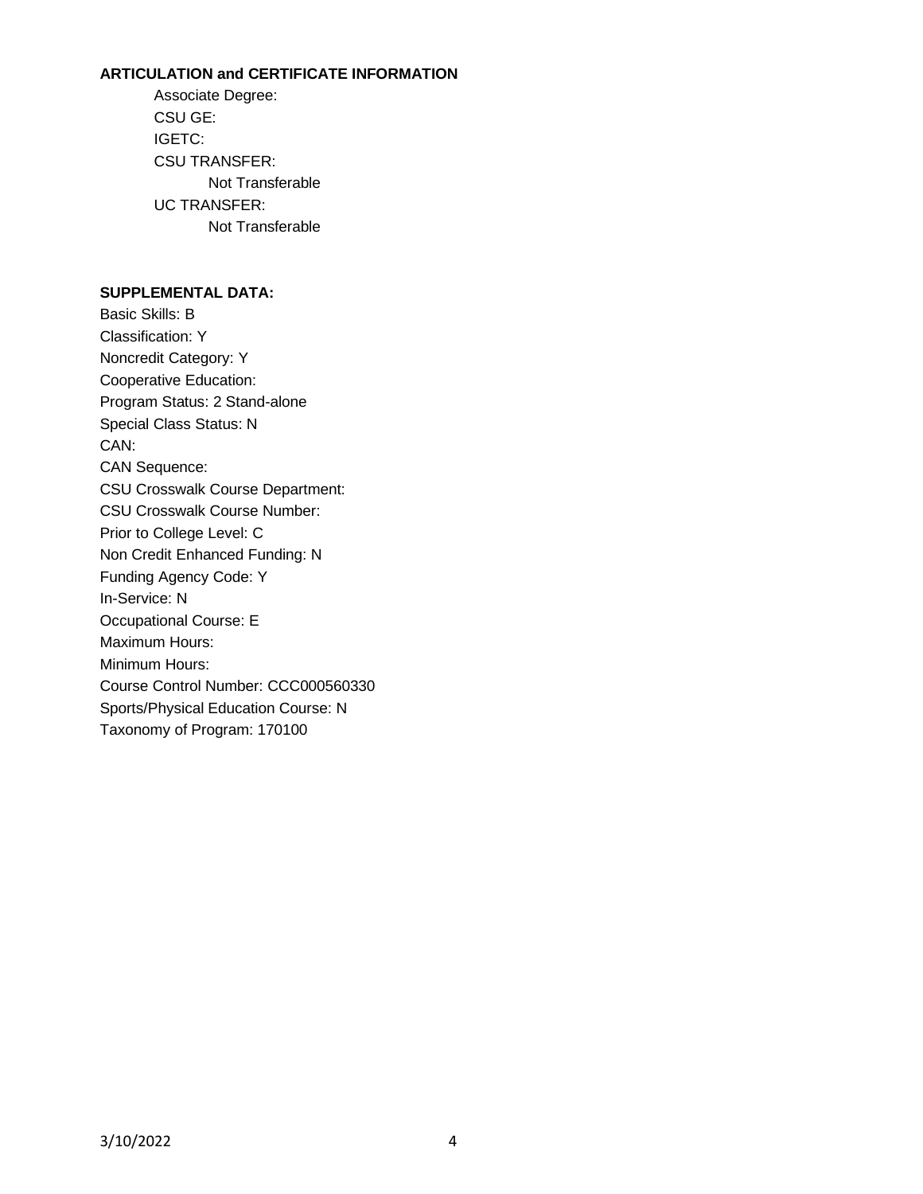**ARTICULATION and CERTIFICATE INFORMATION**

Associate Degree:
CSU GE:
IGETC:
CSU TRANSFER:
Not Transferable
UC TRANSFER:
Not Transferable

**SUPPLEMENTAL DATA:**

Basic Skills: B
Classification: Y
Noncredit Category: Y
Cooperative Education:
Program Status: 2 Stand-alone
Special Class Status: N
CAN:
CAN Sequence:
CSU Crosswalk Course Department:
CSU Crosswalk Course Number:
Prior to College Level: C
Non Credit Enhanced Funding: N
Funding Agency Code: Y
In-Service: N
Occupational Course: E
Maximum Hours:
Minimum Hours:
Course Control Number: CCC000560330
Sports/Physical Education Course: N
Taxonomy of Program: 170100